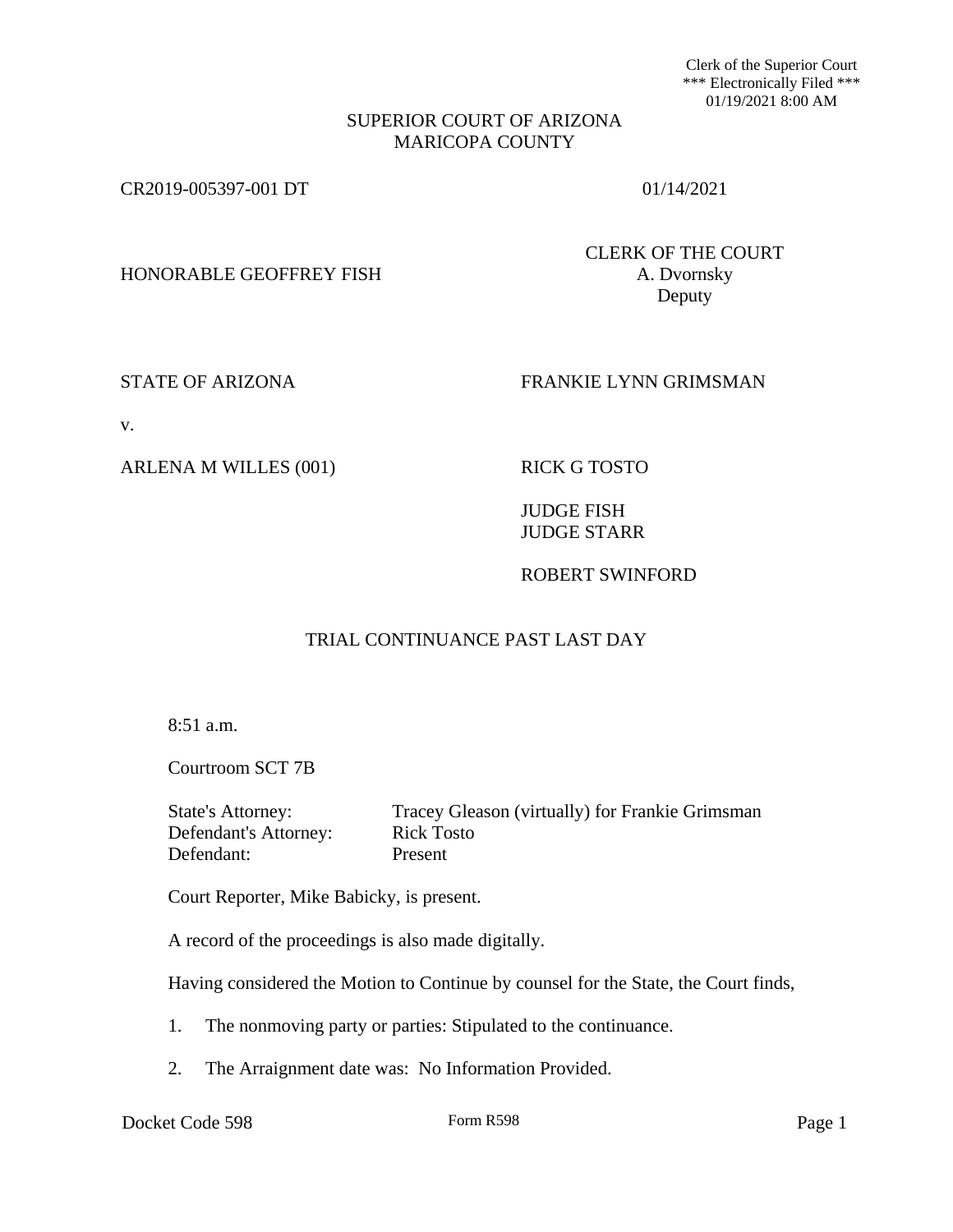Clerk of the Superior Court
*** Electronically Filed ***
01/19/2021 8:00 AM

SUPERIOR COURT OF ARIZONA
MARICOPA COUNTY

CR2019-005397-001 DT 01/14/2021

HONORABLE GEOFFREY FISH

CLERK OF THE COURT
A. Dvornsky
Deputy

STATE OF ARIZONA

v.

ARLENA M WILLES (001)

FRANKIE LYNN GRIMSMAN

RICK G TOSTO

JUDGE FISH
JUDGE STARR

ROBERT SWINFORD

## TRIAL CONTINUANCE PAST LAST DAY

8:51 a.m.

Courtroom SCT 7B

| | |
|---|---|
| State's Attorney: | Tracey Gleason (virtually) for Frankie Grimsman |
| Defendant's Attorney: | Rick Tosto |
| Defendant: | Present |

Court Reporter, Mike Babicky, is present.

A record of the proceedings is also made digitally.

Having considered the Motion to Continue by counsel for the State, the Court finds,

1. The nonmoving party or parties: Stipulated to the continuance.

2. The Arraignment date was: No Information Provided.

Docket Code 598 Form R598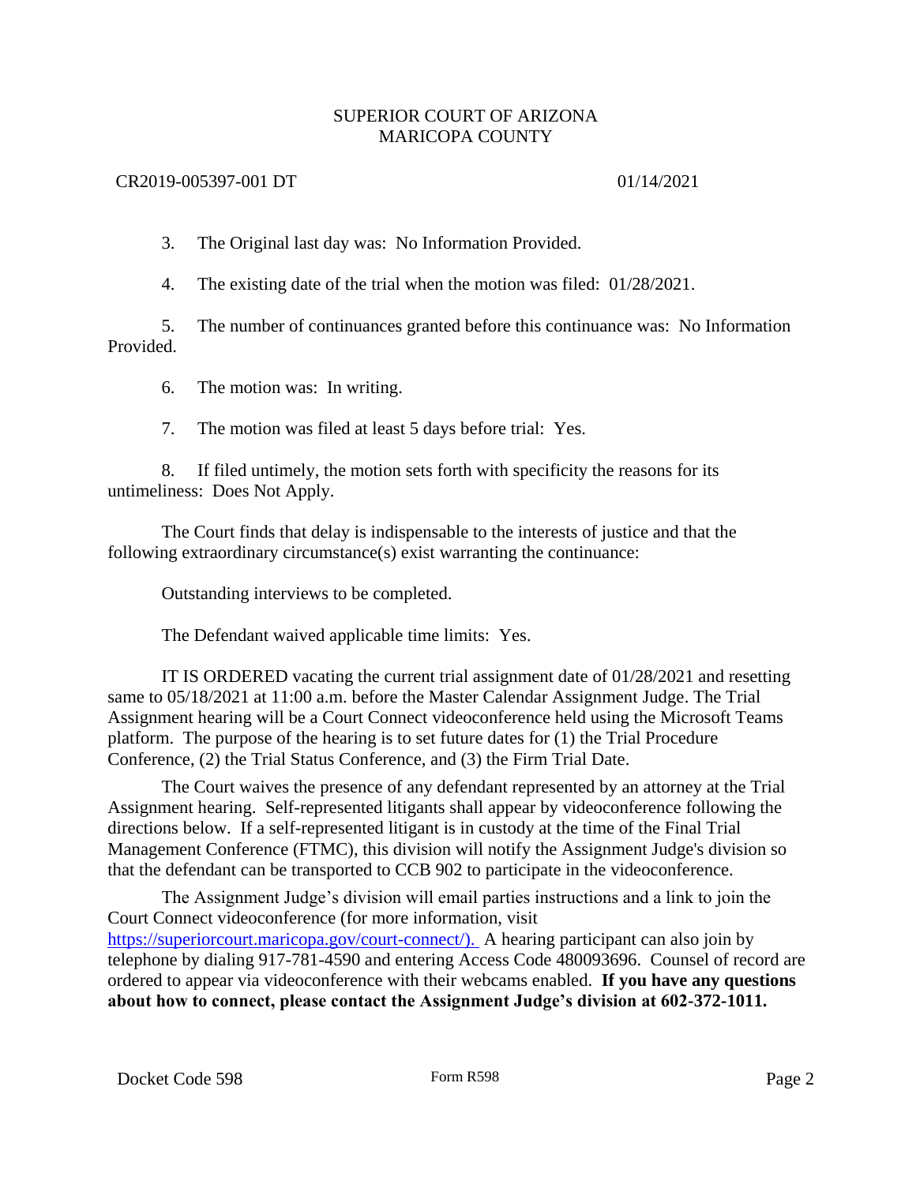3. The Original last day was: No Information Provided.

4. The existing date of the trial when the motion was filed: 01/28/2021.

5. The number of continuances granted before this continuance was: No Information Provided.

6. The motion was: In writing.

7. The motion was filed at least 5 days before trial: Yes.

8. If filed untimely, the motion sets forth with specificity the reasons for its untimeliness: Does Not Apply.

The Court finds that delay is indispensable to the interests of justice and that the following extraordinary circumstance(s) exist warranting the continuance:

Outstanding interviews to be completed.

The Defendant waived applicable time limits: Yes.

IT IS ORDERED vacating the current trial assignment date of 01/28/2021 and resetting same to 05/18/2021 at 11:00 a.m. before the Master Calendar Assignment Judge. The Trial Assignment hearing will be a Court Connect videoconference held using the Microsoft Teams platform. The purpose of the hearing is to set future dates for (1) the Trial Procedure Conference, (2) the Trial Status Conference, and (3) the Firm Trial Date.

The Court waives the presence of any defendant represented by an attorney at the Trial Assignment hearing. Self-represented litigants shall appear by videoconference following the directions below. If a self-represented litigant is in custody at the time of the Final Trial Management Conference (FTMC), this division will notify the Assignment Judge's division so that the defendant can be transported to CCB 902 to participate in the videoconference.

The Assignment Judge's division will email parties instructions and a link to join the Court Connect videoconference (for more information, visit https://superiorcourt.maricopa.gov/court-connect/). A hearing participant can also join by telephone by dialing 917-781-4590 and entering Access Code 480093696. Counsel of record are ordered to appear via videoconference with their webcams enabled. **If you have any questions about how to connect, please contact the Assignment Judge's division at 602-372-1011.**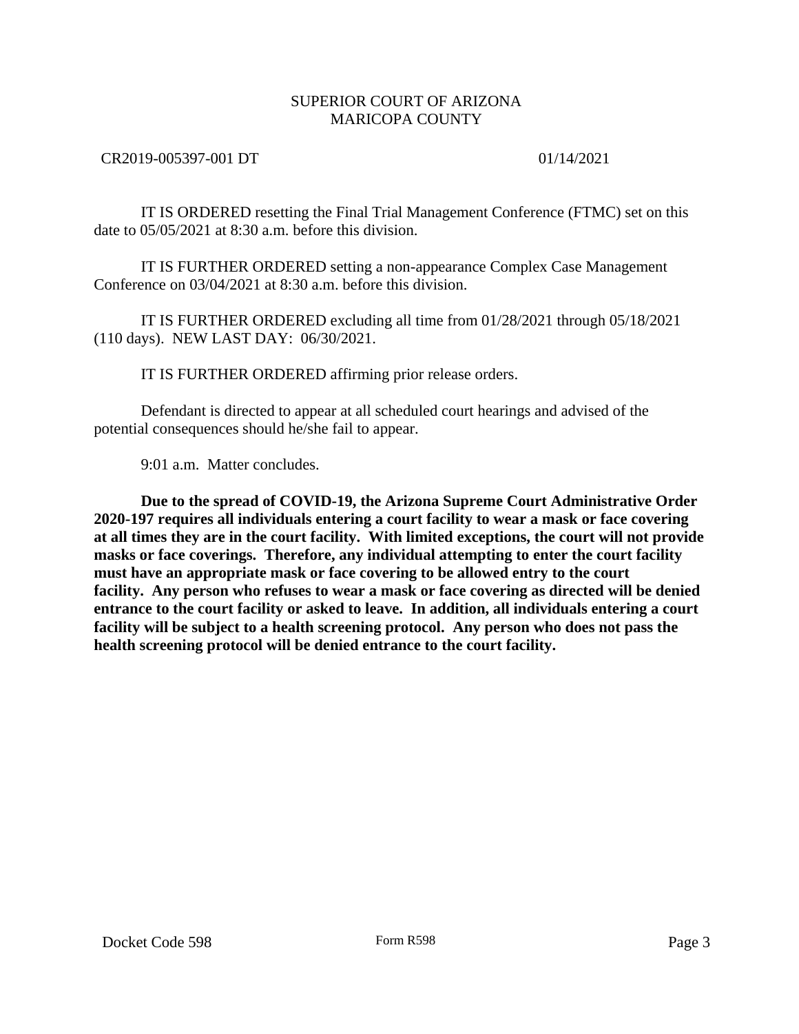SUPERIOR COURT OF ARIZONA
MARICOPA COUNTY

CR2019-005397-001 DT 01/14/2021

IT IS ORDERED resetting the Final Trial Management Conference (FTMC) set on this date to 05/05/2021 at 8:30 a.m. before this division.

IT IS FURTHER ORDERED setting a non-appearance Complex Case Management Conference on 03/04/2021 at 8:30 a.m. before this division.

IT IS FURTHER ORDERED excluding all time from 01/28/2021 through 05/18/2021 (110 days). NEW LAST DAY: 06/30/2021.

IT IS FURTHER ORDERED affirming prior release orders.

Defendant is directed to appear at all scheduled court hearings and advised of the potential consequences should he/she fail to appear.

9:01 a.m. Matter concludes.

**Due to the spread of COVID-19, the Arizona Supreme Court Administrative Order 2020-197 requires all individuals entering a court facility to wear a mask or face covering at all times they are in the court facility. With limited exceptions, the court will not provide masks or face coverings. Therefore, any individual attempting to enter the court facility must have an appropriate mask or face covering to be allowed entry to the court facility. Any person who refuses to wear a mask or face covering as directed will be denied entrance to the court facility or asked to leave. In addition, all individuals entering a court facility will be subject to a health screening protocol. Any person who does not pass the health screening protocol will be denied entrance to the court facility.**

Docket Code 598 Form R598